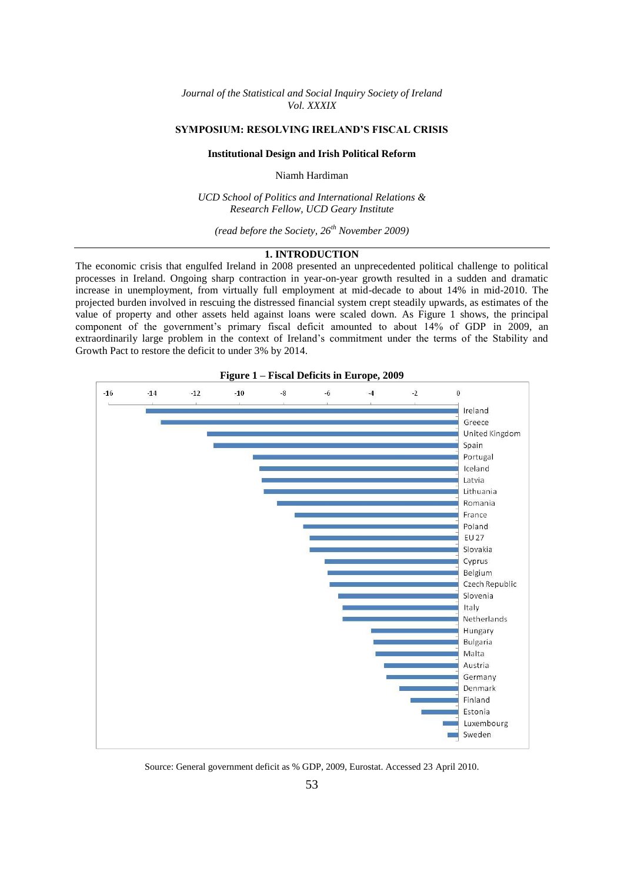*Journal of the Statistical and Social Inquiry Society of Ireland*
*Vol. XXXIX*

# SYMPOSIUM: RESOLVING IRELAND'S FISCAL CRISIS

## Institutional Design and Irish Political Reform

Niamh Hardiman

*UCD School of Politics and International Relations &*
*Research Fellow, UCD Geary Institute*

*(read before the Society, 26th November 2009)*

## 1. INTRODUCTION

The economic crisis that engulfed Ireland in 2008 presented an unprecedented political challenge to political processes in Ireland. Ongoing sharp contraction in year-on-year growth resulted in a sudden and dramatic increase in unemployment, from virtually full employment at mid-decade to about 14% in mid-2010. The projected burden involved in rescuing the distressed financial system crept steadily upwards, as estimates of the value of property and other assets held against loans were scaled down. As Figure 1 shows, the principal component of the government's primary fiscal deficit amounted to about 14% of GDP in 2009, an extraordinarily large problem in the context of Ireland's commitment under the terms of the Stability and Growth Pact to restore the deficit to under 3% by 2014.

**Figure 1 – Fiscal Deficits in Europe, 2009**

Source: General government deficit as % GDP, 2009, Eurostat. Accessed 23 April 2010.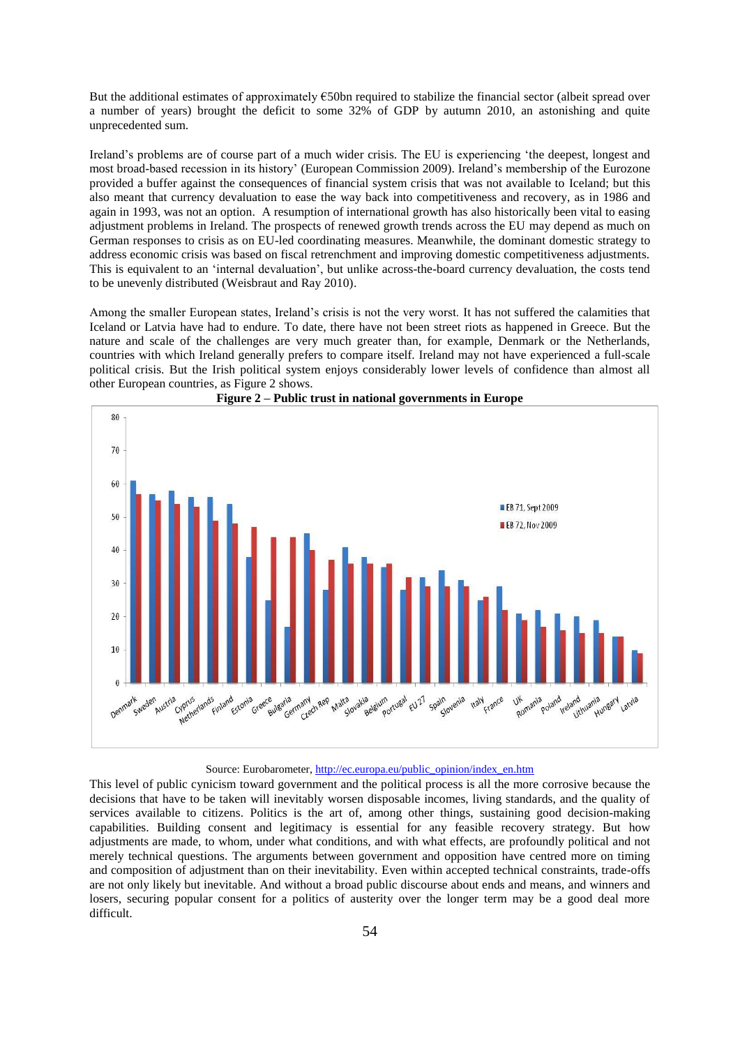But the additional estimates of approximately €50bn required to stabilize the financial sector (albeit spread over a number of years) brought the deficit to some 32% of GDP by autumn 2010, an astonishing and quite unprecedented sum.

Ireland's problems are of course part of a much wider crisis. The EU is experiencing 'the deepest, longest and most broad-based recession in its history' (European Commission 2009). Ireland's membership of the Eurozone provided a buffer against the consequences of financial system crisis that was not available to Iceland; but this also meant that currency devaluation to ease the way back into competitiveness and recovery, as in 1986 and again in 1993, was not an option. A resumption of international growth has also historically been vital to easing adjustment problems in Ireland. The prospects of renewed growth trends across the EU may depend as much on German responses to crisis as on EU-led coordinating measures. Meanwhile, the dominant domestic strategy to address economic crisis was based on fiscal retrenchment and improving domestic competitiveness adjustments. This is equivalent to an 'internal devaluation', but unlike across-the-board currency devaluation, the costs tend to be unevenly distributed (Weisbraut and Ray 2010).

Among the smaller European states, Ireland's crisis is not the very worst. It has not suffered the calamities that Iceland or Latvia have had to endure. To date, there have not been street riots as happened in Greece. But the nature and scale of the challenges are very much greater than, for example, Denmark or the Netherlands, countries with which Ireland generally prefers to compare itself. Ireland may not have experienced a full-scale political crisis. But the Irish political system enjoys considerably lower levels of confidence than almost all other European countries, as Figure 2 shows.

**Figure 2 – Public trust in national governments in Europe**

Source: Eurobarometer, http://ec.europa.eu/public_opinion/index_en.htm

This level of public cynicism toward government and the political process is all the more corrosive because the decisions that have to be taken will inevitably worsen disposable incomes, living standards, and the quality of services available to citizens. Politics is the art of, among other things, sustaining good decision-making capabilities. Building consent and legitimacy is essential for any feasible recovery strategy. But how adjustments are made, to whom, under what conditions, and with what effects, are profoundly political and not merely technical questions. The arguments between government and opposition have centred more on timing and composition of adjustment than on their inevitability. Even within accepted technical constraints, trade-offs are not only likely but inevitable. And without a broad public discourse about ends and means, and winners and losers, securing popular consent for a politics of austerity over the longer term may be a good deal more difficult.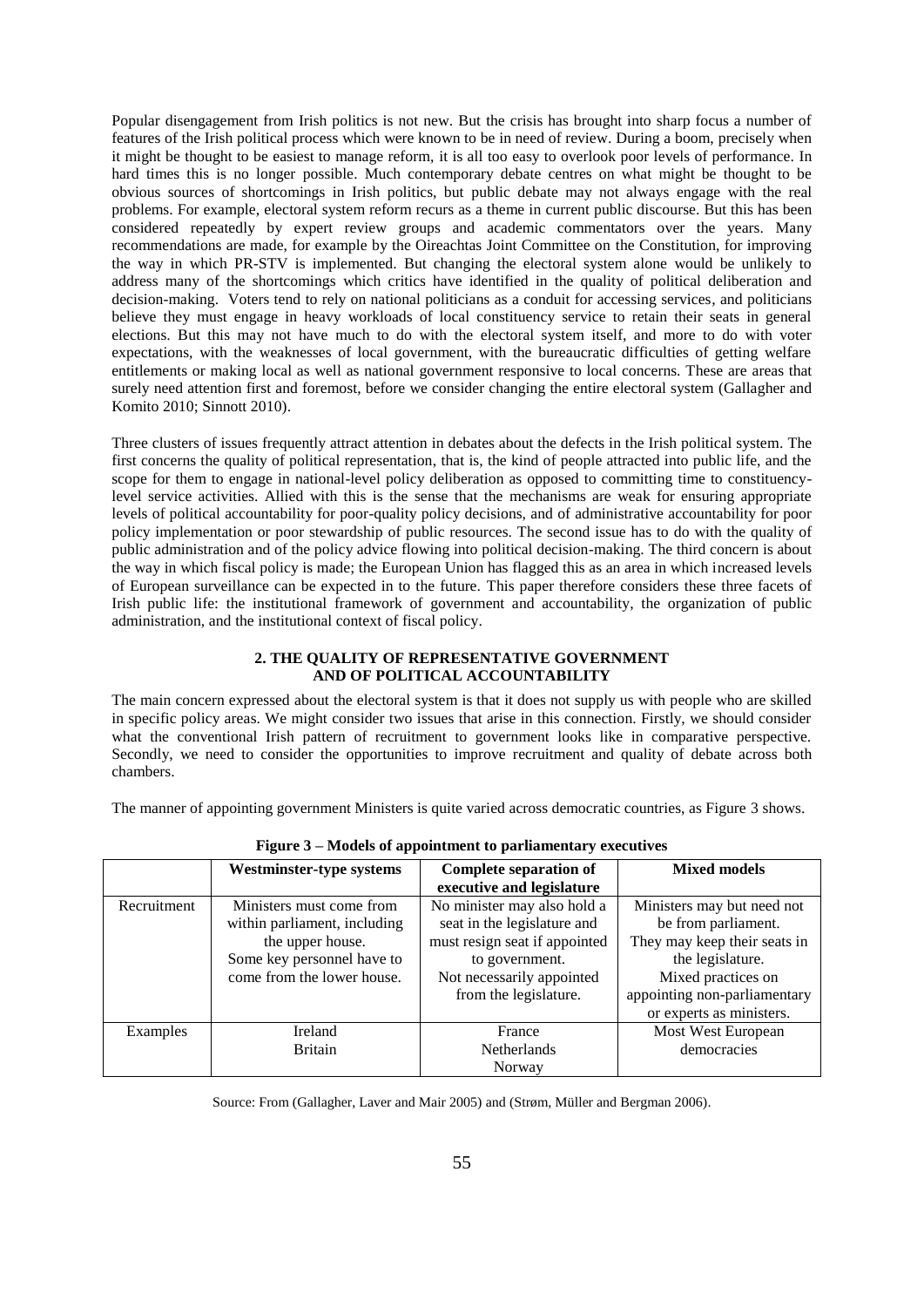Popular disengagement from Irish politics is not new. But the crisis has brought into sharp focus a number of features of the Irish political process which were known to be in need of review. During a boom, precisely when it might be thought to be easiest to manage reform, it is all too easy to overlook poor levels of performance. In hard times this is no longer possible. Much contemporary debate centres on what might be thought to be obvious sources of shortcomings in Irish politics, but public debate may not always engage with the real problems. For example, electoral system reform recurs as a theme in current public discourse. But this has been considered repeatedly by expert review groups and academic commentators over the years. Many recommendations are made, for example by the Oireachtas Joint Committee on the Constitution, for improving the way in which PR-STV is implemented. But changing the electoral system alone would be unlikely to address many of the shortcomings which critics have identified in the quality of political deliberation and decision-making. Voters tend to rely on national politicians as a conduit for accessing services, and politicians believe they must engage in heavy workloads of local constituency service to retain their seats in general elections. But this may not have much to do with the electoral system itself, and more to do with voter expectations, with the weaknesses of local government, with the bureaucratic difficulties of getting welfare entitlements or making local as well as national government responsive to local concerns. These are areas that surely need attention first and foremost, before we consider changing the entire electoral system (Gallagher and Komito 2010; Sinnott 2010).

Three clusters of issues frequently attract attention in debates about the defects in the Irish political system. The first concerns the quality of political representation, that is, the kind of people attracted into public life, and the scope for them to engage in national-level policy deliberation as opposed to committing time to constituency-level service activities. Allied with this is the sense that the mechanisms are weak for ensuring appropriate levels of political accountability for poor-quality policy decisions, and of administrative accountability for poor policy implementation or poor stewardship of public resources. The second issue has to do with the quality of public administration and of the policy advice flowing into political decision-making. The third concern is about the way in which fiscal policy is made; the European Union has flagged this as an area in which increased levels of European surveillance can be expected in to the future. This paper therefore considers these three facets of Irish public life: the institutional framework of government and accountability, the organization of public administration, and the institutional context of fiscal policy.

## 2. THE QUALITY OF REPRESENTATIVE GOVERNMENT AND OF POLITICAL ACCOUNTABILITY

The main concern expressed about the electoral system is that it does not supply us with people who are skilled in specific policy areas. We might consider two issues that arise in this connection. Firstly, we should consider what the conventional Irish pattern of recruitment to government looks like in comparative perspective. Secondly, we need to consider the opportunities to improve recruitment and quality of debate across both chambers.

The manner of appointing government Ministers is quite varied across democratic countries, as Figure 3 shows.

**Figure 3 – Models of appointment to parliamentary executives**

| | Westminster-type systems | Complete separation of executive and legislature | Mixed models |
|---|---|---|---|
| Recruitment | Ministers must come from within parliament, including the upper house. Some key personnel have to come from the lower house. | No minister may also hold a seat in the legislature and must resign seat if appointed to government. Not necessarily appointed from the legislature. | Ministers may but need not be from parliament. They may keep their seats in the legislature. Mixed practices on appointing non-parliamentary or experts as ministers. |
| Examples | Ireland<br>Britain | France<br>Netherlands<br>Norway | Most West European democracies |

Source: From (Gallagher, Laver and Mair 2005) and (Strøm, Müller and Bergman 2006).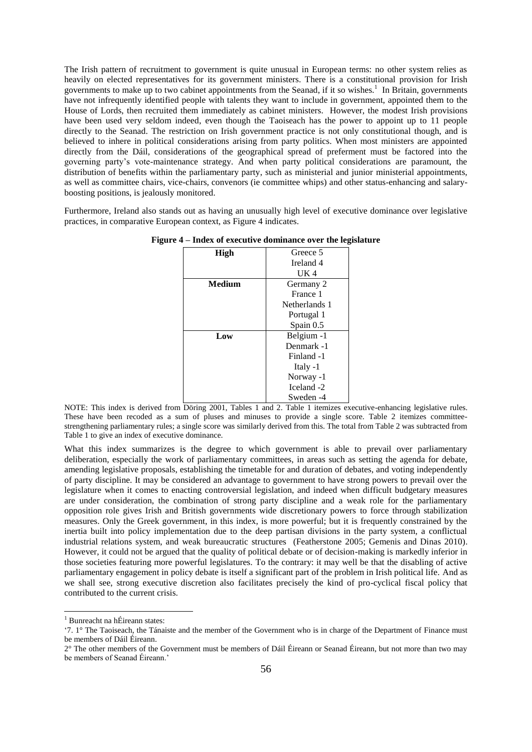The Irish pattern of recruitment to government is quite unusual in European terms: no other system relies as heavily on elected representatives for its government ministers. There is a constitutional provision for Irish governments to make up to two cabinet appointments from the Seanad, if it so wishes.[1] In Britain, governments have not infrequently identified people with talents they want to include in government, appointed them to the House of Lords, then recruited them immediately as cabinet ministers. However, the modest Irish provisions have been used very seldom indeed, even though the Taoiseach has the power to appoint up to 11 people directly to the Seanad. The restriction on Irish government practice is not only constitutional though, and is believed to inhere in political considerations arising from party politics. When most ministers are appointed directly from the Dáil, considerations of the geographical spread of preferment must be factored into the governing party's vote-maintenance strategy. And when party political considerations are paramount, the distribution of benefits within the parliamentary party, such as ministerial and junior ministerial appointments, as well as committee chairs, vice-chairs, convenors (ie committee whips) and other status-enhancing and salary-boosting positions, is jealously monitored.

Furthermore, Ireland also stands out as having an unusually high level of executive dominance over legislative practices, in comparative European context, as Figure 4 indicates.

**Figure 4 – Index of executive dominance over the legislature**

| | |
|---|---|
| **High** | Greece 5<br>Ireland 4<br>UK 4 |
| **Medium** | Germany 2<br>France 1<br>Netherlands 1<br>Portugal 1<br>Spain 0.5 |
| **Low** | Belgium -1<br>Denmark -1<br>Finland -1<br>Italy -1<br>Norway -1<br>Iceland -2<br>Sweden -4 |

NOTE: This index is derived from Döring 2001, Tables 1 and 2. Table 1 itemizes executive-enhancing legislative rules. These have been recoded as a sum of pluses and minuses to provide a single score. Table 2 itemizes committee-strengthening parliamentary rules; a single score was similarly derived from this. The total from Table 2 was subtracted from Table 1 to give an index of executive dominance.

What this index summarizes is the degree to which government is able to prevail over parliamentary deliberation, especially the work of parliamentary committees, in areas such as setting the agenda for debate, amending legislative proposals, establishing the timetable for and duration of debates, and voting independently of party discipline. It may be considered an advantage to government to have strong powers to prevail over the legislature when it comes to enacting controversial legislation, and indeed when difficult budgetary measures are under consideration, the combination of strong party discipline and a weak role for the parliamentary opposition role gives Irish and British governments wide discretionary powers to force through stabilization measures. Only the Greek government, in this index, is more powerful; but it is frequently constrained by the inertia built into policy implementation due to the deep partisan divisions in the party system, a conflictual industrial relations system, and weak bureaucratic structures (Featherstone 2005; Gemenis and Dinas 2010). However, it could not be argued that the quality of political debate or of decision-making is markedly inferior in those societies featuring more powerful legislatures. To the contrary: it may well be that the disabling of active parliamentary engagement in policy debate is itself a significant part of the problem in Irish political life. And as we shall see, strong executive discretion also facilitates precisely the kind of pro-cyclical fiscal policy that contributed to the current crisis.

---

[1] Bunreacht na hÉireann states:

'7. 1° The Taoiseach, the Tánaiste and the member of the Government who is in charge of the Department of Finance must be members of Dáil Éireann.

2° The other members of the Government must be members of Dáil Éireann or Seanad Éireann, but not more than two may be members of Seanad Éireann.'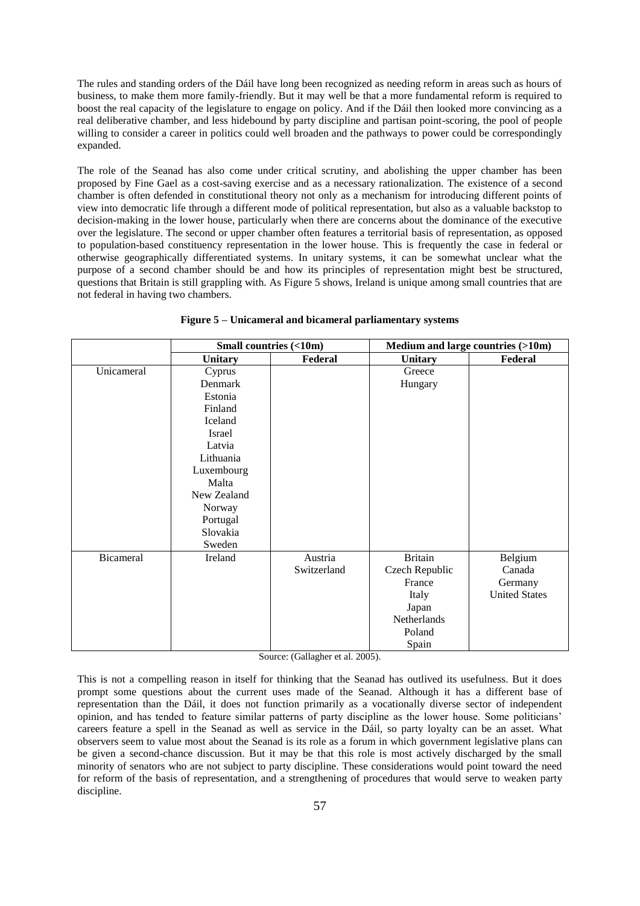The rules and standing orders of the Dáil have long been recognized as needing reform in areas such as hours of business, to make them more family-friendly. But it may well be that a more fundamental reform is required to boost the real capacity of the legislature to engage on policy. And if the Dáil then looked more convincing as a real deliberative chamber, and less hidebound by party discipline and partisan point-scoring, the pool of people willing to consider a career in politics could well broaden and the pathways to power could be correspondingly expanded.

The role of the Seanad has also come under critical scrutiny, and abolishing the upper chamber has been proposed by Fine Gael as a cost-saving exercise and as a necessary rationalization. The existence of a second chamber is often defended in constitutional theory not only as a mechanism for introducing different points of view into democratic life through a different mode of political representation, but also as a valuable backstop to decision-making in the lower house, particularly when there are concerns about the dominance of the executive over the legislature. The second or upper chamber often features a territorial basis of representation, as opposed to population-based constituency representation in the lower house. This is frequently the case in federal or otherwise geographically differentiated systems. In unitary systems, it can be somewhat unclear what the purpose of a second chamber should be and how its principles of representation might best be structured, questions that Britain is still grappling with. As Figure 5 shows, Ireland is unique among small countries that are not federal in having two chambers.

**Figure 5 – Unicameral and bicameral parliamentary systems**

| | Small countries (<10m) | | Medium and large countries (>10m) | |
|---|---|---|---|---|
| | **Unitary** | **Federal** | **Unitary** | **Federal** |
| Unicameral | Cyprus<br>Denmark<br>Estonia<br>Finland<br>Iceland<br>Israel<br>Latvia<br>Lithuania<br>Luxembourg<br>Malta<br>New Zealand<br>Norway<br>Portugal<br>Slovakia<br>Sweden | | Greece<br>Hungary | |
| Bicameral | Ireland | Austria<br>Switzerland | Britain<br>Czech Republic<br>France<br>Italy<br>Japan<br>Netherlands<br>Poland<br>Spain | Belgium<br>Canada<br>Germany<br>United States |

Source: (Gallagher et al. 2005).

This is not a compelling reason in itself for thinking that the Seanad has outlived its usefulness. But it does prompt some questions about the current uses made of the Seanad. Although it has a different base of representation than the Dáil, it does not function primarily as a vocationally diverse sector of independent opinion, and has tended to feature similar patterns of party discipline as the lower house. Some politicians' careers feature a spell in the Seanad as well as service in the Dáil, so party loyalty can be an asset. What observers seem to value most about the Seanad is its role as a forum in which government legislative plans can be given a second-chance discussion. But it may be that this role is most actively discharged by the small minority of senators who are not subject to party discipline. These considerations would point toward the need for reform of the basis of representation, and a strengthening of procedures that would serve to weaken party discipline.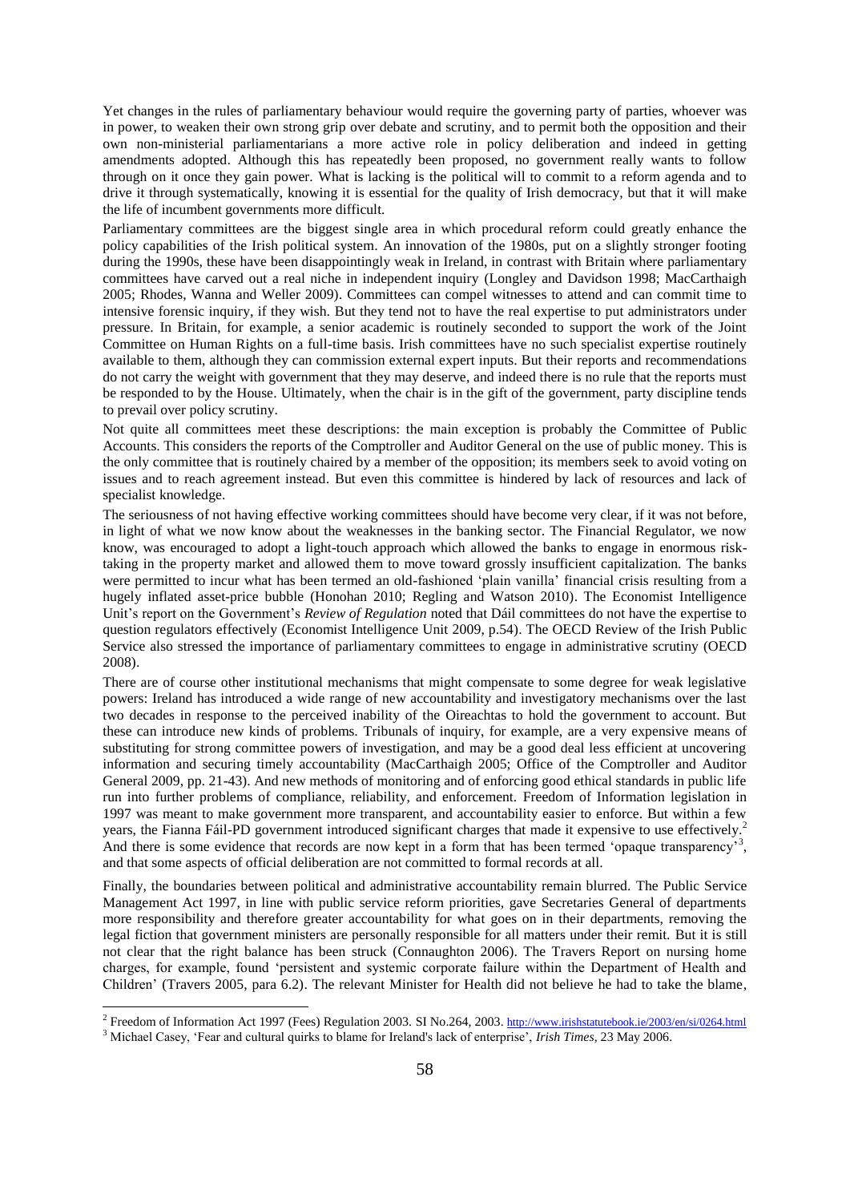Yet changes in the rules of parliamentary behaviour would require the governing party of parties, whoever was in power, to weaken their own strong grip over debate and scrutiny, and to permit both the opposition and their own non-ministerial parliamentarians a more active role in policy deliberation and indeed in getting amendments adopted. Although this has repeatedly been proposed, no government really wants to follow through on it once they gain power. What is lacking is the political will to commit to a reform agenda and to drive it through systematically, knowing it is essential for the quality of Irish democracy, but that it will make the life of incumbent governments more difficult.

Parliamentary committees are the biggest single area in which procedural reform could greatly enhance the policy capabilities of the Irish political system. An innovation of the 1980s, put on a slightly stronger footing during the 1990s, these have been disappointingly weak in Ireland, in contrast with Britain where parliamentary committees have carved out a real niche in independent inquiry (Longley and Davidson 1998; MacCarthaigh 2005; Rhodes, Wanna and Weller 2009). Committees can compel witnesses to attend and can commit time to intensive forensic inquiry, if they wish. But they tend not to have the real expertise to put administrators under pressure. In Britain, for example, a senior academic is routinely seconded to support the work of the Joint Committee on Human Rights on a full-time basis. Irish committees have no such specialist expertise routinely available to them, although they can commission external expert inputs. But their reports and recommendations do not carry the weight with government that they may deserve, and indeed there is no rule that the reports must be responded to by the House. Ultimately, when the chair is in the gift of the government, party discipline tends to prevail over policy scrutiny.

Not quite all committees meet these descriptions: the main exception is probably the Committee of Public Accounts. This considers the reports of the Comptroller and Auditor General on the use of public money. This is the only committee that is routinely chaired by a member of the opposition; its members seek to avoid voting on issues and to reach agreement instead. But even this committee is hindered by lack of resources and lack of specialist knowledge.

The seriousness of not having effective working committees should have become very clear, if it was not before, in light of what we now know about the weaknesses in the banking sector. The Financial Regulator, we now know, was encouraged to adopt a light-touch approach which allowed the banks to engage in enormous risk-taking in the property market and allowed them to move toward grossly insufficient capitalization. The banks were permitted to incur what has been termed an old-fashioned 'plain vanilla' financial crisis resulting from a hugely inflated asset-price bubble (Honohan 2010; Regling and Watson 2010). The Economist Intelligence Unit's report on the Government's *Review of Regulation* noted that Dáil committees do not have the expertise to question regulators effectively (Economist Intelligence Unit 2009, p.54). The OECD Review of the Irish Public Service also stressed the importance of parliamentary committees to engage in administrative scrutiny (OECD 2008).

There are of course other institutional mechanisms that might compensate to some degree for weak legislative powers: Ireland has introduced a wide range of new accountability and investigatory mechanisms over the last two decades in response to the perceived inability of the Oireachtas to hold the government to account. But these can introduce new kinds of problems. Tribunals of inquiry, for example, are a very expensive means of substituting for strong committee powers of investigation, and may be a good deal less efficient at uncovering information and securing timely accountability (MacCarthaigh 2005; Office of the Comptroller and Auditor General 2009, pp. 21-43). And new methods of monitoring and of enforcing good ethical standards in public life run into further problems of compliance, reliability, and enforcement. Freedom of Information legislation in 1997 was meant to make government more transparent, and accountability easier to enforce. But within a few years, the Fianna Fáil-PD government introduced significant charges that made it expensive to use effectively.[2] And there is some evidence that records are now kept in a form that has been termed 'opaque transparency'[3], and that some aspects of official deliberation are not committed to formal records at all.

Finally, the boundaries between political and administrative accountability remain blurred. The Public Service Management Act 1997, in line with public service reform priorities, gave Secretaries General of departments more responsibility and therefore greater accountability for what goes on in their departments, removing the legal fiction that government ministers are personally responsible for all matters under their remit. But it is still not clear that the right balance has been struck (Connaughton 2006). The Travers Report on nursing home charges, for example, found 'persistent and systemic corporate failure within the Department of Health and Children' (Travers 2005, para 6.2). The relevant Minister for Health did not believe he had to take the blame,

---

[2] Freedom of Information Act 1997 (Fees) Regulation 2003. SI No.264, 2003. http://www.irishstatutebook.ie/2003/en/si/0264.html

[3] Michael Casey, 'Fear and cultural quirks to blame for Ireland's lack of enterprise', *Irish Times*, 23 May 2006.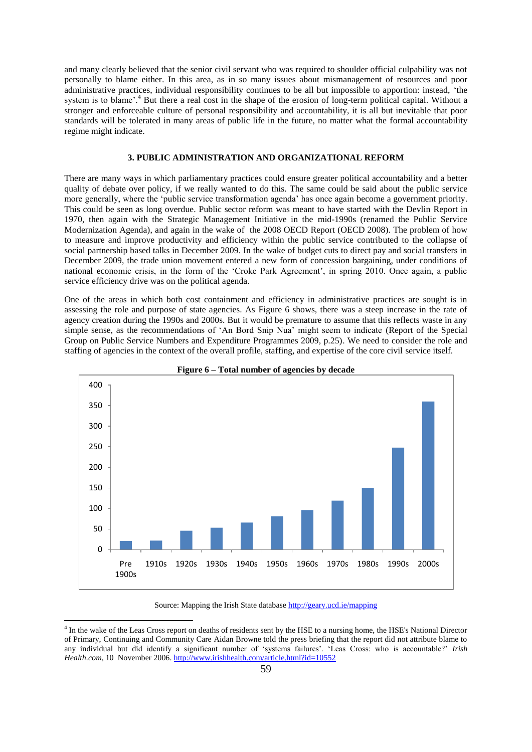and many clearly believed that the senior civil servant who was required to shoulder official culpability was not personally to blame either. In this area, as in so many issues about mismanagement of resources and poor administrative practices, individual responsibility continues to be all but impossible to apportion: instead, 'the system is to blame'.[4] But there is a real cost in the shape of the erosion of long-term political capital. Without a stronger and enforceable culture of personal responsibility and accountability, it is all but inevitable that poor standards will be tolerated in many areas of public life in the future, no matter what the formal accountability regime might indicate.

## 3. PUBLIC ADMINISTRATION AND ORGANIZATIONAL REFORM

There are many ways in which parliamentary practices could ensure greater political accountability and a better quality of debate over policy, if we really wanted to do this. The same could be said about the public service more generally, where the 'public service transformation agenda' has once again become a government priority. This could be seen as long overdue. Public sector reform was meant to have started with the Devlin Report in 1970, then again with the Strategic Management Initiative in the mid-1990s (renamed the Public Service Modernization Agenda), and again in the wake of the 2008 OECD Report (OECD 2008). The problem of how to measure and improve productivity and efficiency within the public service contributed to the collapse of social partnership based talks in December 2009. In the wake of budget cuts to direct pay and social transfers in December 2009, the trade union movement entered a new form of concession bargaining, under conditions of national economic crisis, in the form of the 'Croke Park Agreement', in spring 2010. Once again, a public service efficiency drive was on the political agenda.

One of the areas in which both cost containment and efficiency in administrative practices are sought is in assessing the role and purpose of state agencies. As Figure 6 shows, there was a steep increase in the rate of agency creation during the 1990s and 2000s. But it would be premature to assume that this reflects waste in any simple sense, as the recommendations of 'An Bord Snip Nua' might seem to indicate (Report of the Special Group on Public Service Numbers and Expenditure Programmes 2009, p.25). We need to consider the role and staffing of agencies in the context of the overall profile, staffing, and expertise of the core civil service itself.

**Figure 6 – Total number of agencies by decade**

Source: Mapping the Irish State database http://geary.ucd.ie/mapping

---

[4] In the wake of the Leas Cross report on deaths of residents sent by the HSE to a nursing home, the HSE's National Director of Primary, Continuing and Community Care Aidan Browne told the press briefing that the report did not attribute blame to any individual but did identify a significant number of 'systems failures'. 'Leas Cross: who is accountable?' *Irish Health.com*, 10 November 2006. http://www.irishhealth.com/article.html?id=10552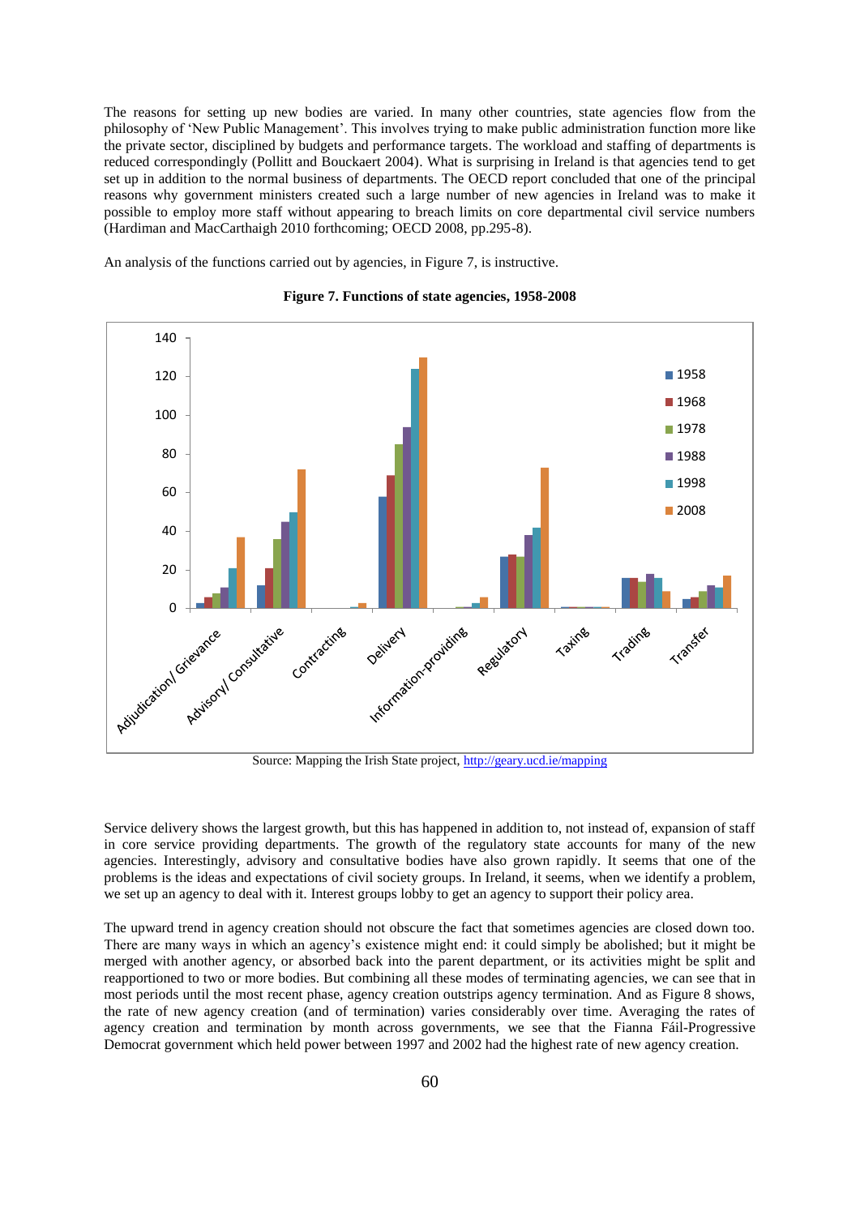The reasons for setting up new bodies are varied. In many other countries, state agencies flow from the philosophy of 'New Public Management'. This involves trying to make public administration function more like the private sector, disciplined by budgets and performance targets. The workload and staffing of departments is reduced correspondingly (Pollitt and Bouckaert 2004). What is surprising in Ireland is that agencies tend to get set up in addition to the normal business of departments. The OECD report concluded that one of the principal reasons why government ministers created such a large number of new agencies in Ireland was to make it possible to employ more staff without appearing to breach limits on core departmental civil service numbers (Hardiman and MacCarthaigh 2010 forthcoming; OECD 2008, pp.295-8).

An analysis of the functions carried out by agencies, in Figure 7, is instructive.

**Figure 7. Functions of state agencies, 1958-2008**

Source: Mapping the Irish State project, http://geary.ucd.ie/mapping

Service delivery shows the largest growth, but this has happened in addition to, not instead of, expansion of staff in core service providing departments. The growth of the regulatory state accounts for many of the new agencies. Interestingly, advisory and consultative bodies have also grown rapidly. It seems that one of the problems is the ideas and expectations of civil society groups. In Ireland, it seems, when we identify a problem, we set up an agency to deal with it. Interest groups lobby to get an agency to support their policy area.

The upward trend in agency creation should not obscure the fact that sometimes agencies are closed down too. There are many ways in which an agency's existence might end: it could simply be abolished; but it might be merged with another agency, or absorbed back into the parent department, or its activities might be split and reapportioned to two or more bodies. But combining all these modes of terminating agencies, we can see that in most periods until the most recent phase, agency creation outstrips agency termination. And as Figure 8 shows, the rate of new agency creation (and of termination) varies considerably over time. Averaging the rates of agency creation and termination by month across governments, we see that the Fianna Fáil-Progressive Democrat government which held power between 1997 and 2002 had the highest rate of new agency creation.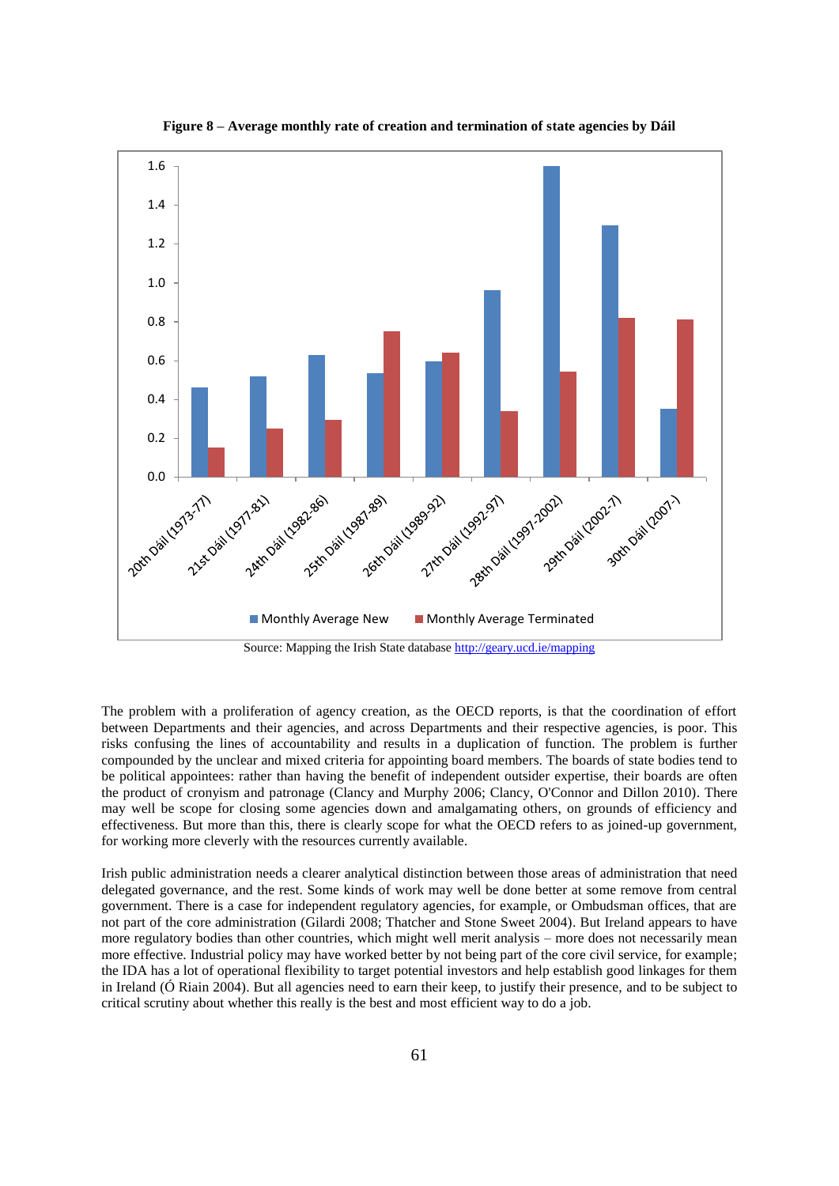**Figure 8 – Average monthly rate of creation and termination of state agencies by Dáil**

Source: Mapping the Irish State database http://geary.ucd.ie/mapping

The problem with a proliferation of agency creation, as the OECD reports, is that the coordination of effort between Departments and their agencies, and across Departments and their respective agencies, is poor. This risks confusing the lines of accountability and results in a duplication of function. The problem is further compounded by the unclear and mixed criteria for appointing board members. The boards of state bodies tend to be political appointees: rather than having the benefit of independent outsider expertise, their boards are often the product of cronyism and patronage (Clancy and Murphy 2006; Clancy, O'Connor and Dillon 2010). There may well be scope for closing some agencies down and amalgamating others, on grounds of efficiency and effectiveness. But more than this, there is clearly scope for what the OECD refers to as joined-up government, for working more cleverly with the resources currently available.

Irish public administration needs a clearer analytical distinction between those areas of administration that need delegated governance, and the rest. Some kinds of work may well be done better at some remove from central government. There is a case for independent regulatory agencies, for example, or Ombudsman offices, that are not part of the core administration (Gilardi 2008; Thatcher and Stone Sweet 2004). But Ireland appears to have more regulatory bodies than other countries, which might well merit analysis – more does not necessarily mean more effective. Industrial policy may have worked better by not being part of the core civil service, for example; the IDA has a lot of operational flexibility to target potential investors and help establish good linkages for them in Ireland (Ó Riain 2004). But all agencies need to earn their keep, to justify their presence, and to be subject to critical scrutiny about whether this really is the best and most efficient way to do a job.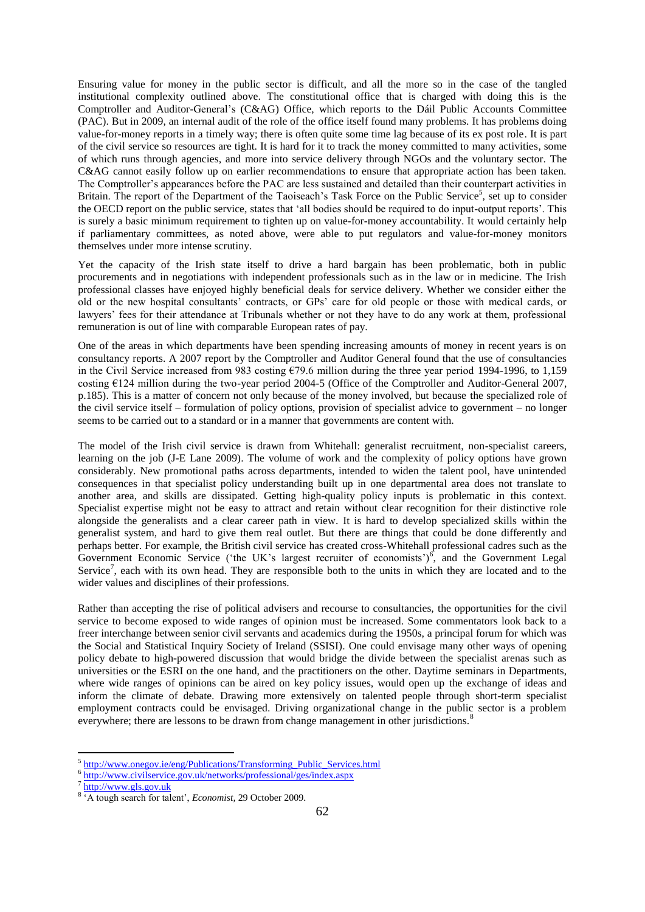Ensuring value for money in the public sector is difficult, and all the more so in the case of the tangled institutional complexity outlined above. The constitutional office that is charged with doing this is the Comptroller and Auditor-General's (C&AG) Office, which reports to the Dáil Public Accounts Committee (PAC). But in 2009, an internal audit of the role of the office itself found many problems. It has problems doing value-for-money reports in a timely way; there is often quite some time lag because of its ex post role. It is part of the civil service so resources are tight. It is hard for it to track the money committed to many activities, some of which runs through agencies, and more into service delivery through NGOs and the voluntary sector. The C&AG cannot easily follow up on earlier recommendations to ensure that appropriate action has been taken. The Comptroller's appearances before the PAC are less sustained and detailed than their counterpart activities in Britain. The report of the Department of the Taoiseach's Task Force on the Public Service[5], set up to consider the OECD report on the public service, states that 'all bodies should be required to do input-output reports'. This is surely a basic minimum requirement to tighten up on value-for-money accountability. It would certainly help if parliamentary committees, as noted above, were able to put regulators and value-for-money monitors themselves under more intense scrutiny.

Yet the capacity of the Irish state itself to drive a hard bargain has been problematic, both in public procurements and in negotiations with independent professionals such as in the law or in medicine. The Irish professional classes have enjoyed highly beneficial deals for service delivery. Whether we consider either the old or the new hospital consultants' contracts, or GPs' care for old people or those with medical cards, or lawyers' fees for their attendance at Tribunals whether or not they have to do any work at them, professional remuneration is out of line with comparable European rates of pay.

One of the areas in which departments have been spending increasing amounts of money in recent years is on consultancy reports. A 2007 report by the Comptroller and Auditor General found that the use of consultancies in the Civil Service increased from 983 costing €79.6 million during the three year period 1994-1996, to 1,159 costing €124 million during the two-year period 2004-5 (Office of the Comptroller and Auditor-General 2007, p.185). This is a matter of concern not only because of the money involved, but because the specialized role of the civil service itself – formulation of policy options, provision of specialist advice to government – no longer seems to be carried out to a standard or in a manner that governments are content with.

The model of the Irish civil service is drawn from Whitehall: generalist recruitment, non-specialist careers, learning on the job (J-E Lane 2009). The volume of work and the complexity of policy options have grown considerably. New promotional paths across departments, intended to widen the talent pool, have unintended consequences in that specialist policy understanding built up in one departmental area does not translate to another area, and skills are dissipated. Getting high-quality policy inputs is problematic in this context. Specialist expertise might not be easy to attract and retain without clear recognition for their distinctive role alongside the generalists and a clear career path in view. It is hard to develop specialized skills within the generalist system, and hard to give them real outlet. But there are things that could be done differently and perhaps better. For example, the British civil service has created cross-Whitehall professional cadres such as the Government Economic Service ('the UK's largest recruiter of economists')[6], and the Government Legal Service[7], each with its own head. They are responsible both to the units in which they are located and to the wider values and disciplines of their professions.

Rather than accepting the rise of political advisers and recourse to consultancies, the opportunities for the civil service to become exposed to wide ranges of opinion must be increased. Some commentators look back to a freer interchange between senior civil servants and academics during the 1950s, a principal forum for which was the Social and Statistical Inquiry Society of Ireland (SSISI). One could envisage many other ways of opening policy debate to high-powered discussion that would bridge the divide between the specialist arenas such as universities or the ESRI on the one hand, and the practitioners on the other. Daytime seminars in Departments, where wide ranges of opinions can be aired on key policy issues, would open up the exchange of ideas and inform the climate of debate. Drawing more extensively on talented people through short-term specialist employment contracts could be envisaged. Driving organizational change in the public sector is a problem everywhere; there are lessons to be drawn from change management in other jurisdictions.[8]

---

[5] http://www.onegov.ie/eng/Publications/Transforming_Public_Services.html

[6] http://www.civilservice.gov.uk/networks/professional/ges/index.aspx

[7] http://www.gls.gov.uk

[8] 'A tough search for talent', *Economist*, 29 October 2009.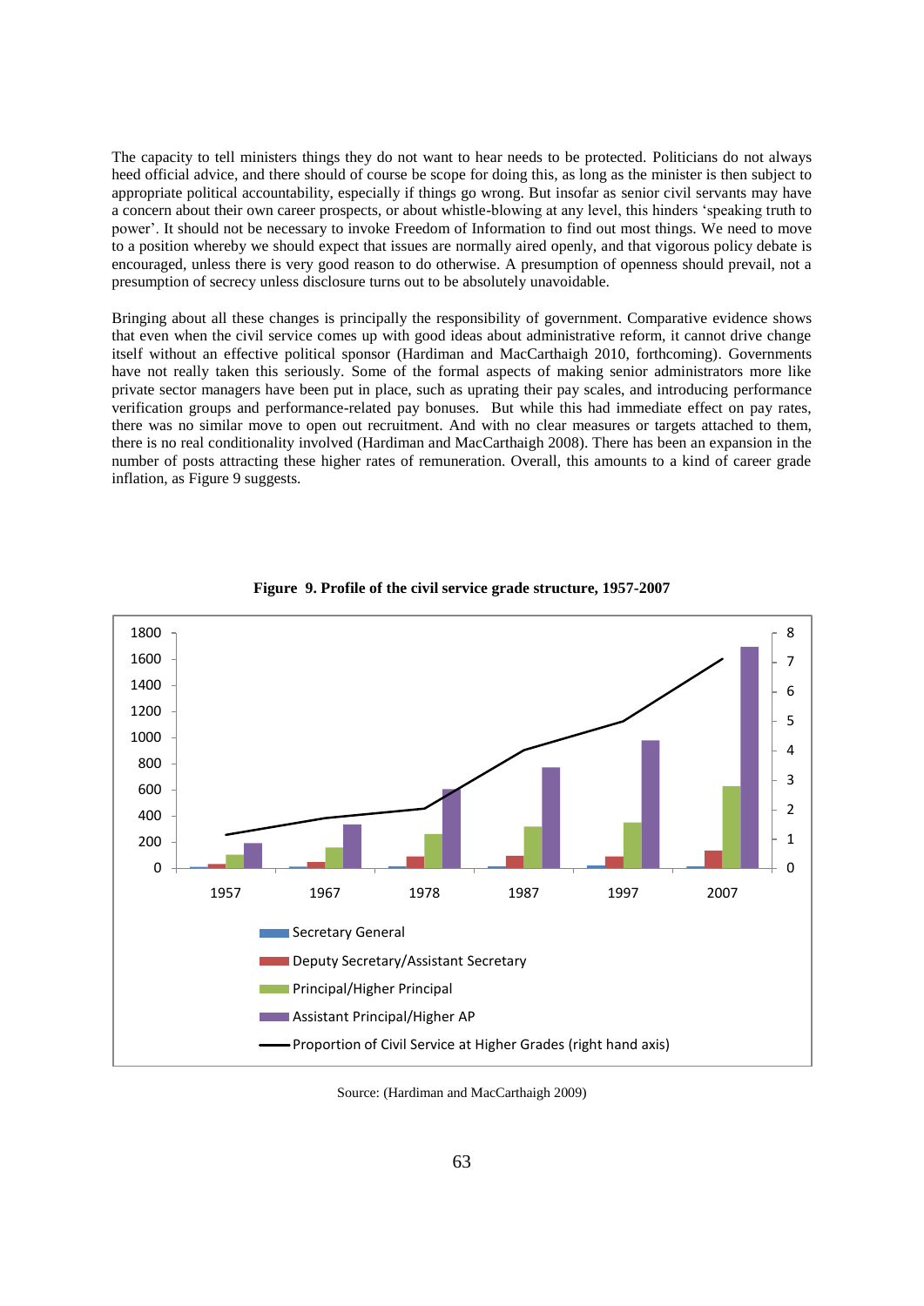The capacity to tell ministers things they do not want to hear needs to be protected. Politicians do not always heed official advice, and there should of course be scope for doing this, as long as the minister is then subject to appropriate political accountability, especially if things go wrong. But insofar as senior civil servants may have a concern about their own career prospects, or about whistle-blowing at any level, this hinders 'speaking truth to power'. It should not be necessary to invoke Freedom of Information to find out most things. We need to move to a position whereby we should expect that issues are normally aired openly, and that vigorous policy debate is encouraged, unless there is very good reason to do otherwise. A presumption of openness should prevail, not a presumption of secrecy unless disclosure turns out to be absolutely unavoidable.

Bringing about all these changes is principally the responsibility of government. Comparative evidence shows that even when the civil service comes up with good ideas about administrative reform, it cannot drive change itself without an effective political sponsor (Hardiman and MacCarthaigh 2010, forthcoming). Governments have not really taken this seriously. Some of the formal aspects of making senior administrators more like private sector managers have been put in place, such as uprating their pay scales, and introducing performance verification groups and performance-related pay bonuses. But while this had immediate effect on pay rates, there was no similar move to open out recruitment. And with no clear measures or targets attached to them, there is no real conditionality involved (Hardiman and MacCarthaigh 2008). There has been an expansion in the number of posts attracting these higher rates of remuneration. Overall, this amounts to a kind of career grade inflation, as Figure 9 suggests.

**Figure 9. Profile of the civil service grade structure, 1957-2007**

Source: (Hardiman and MacCarthaigh 2009)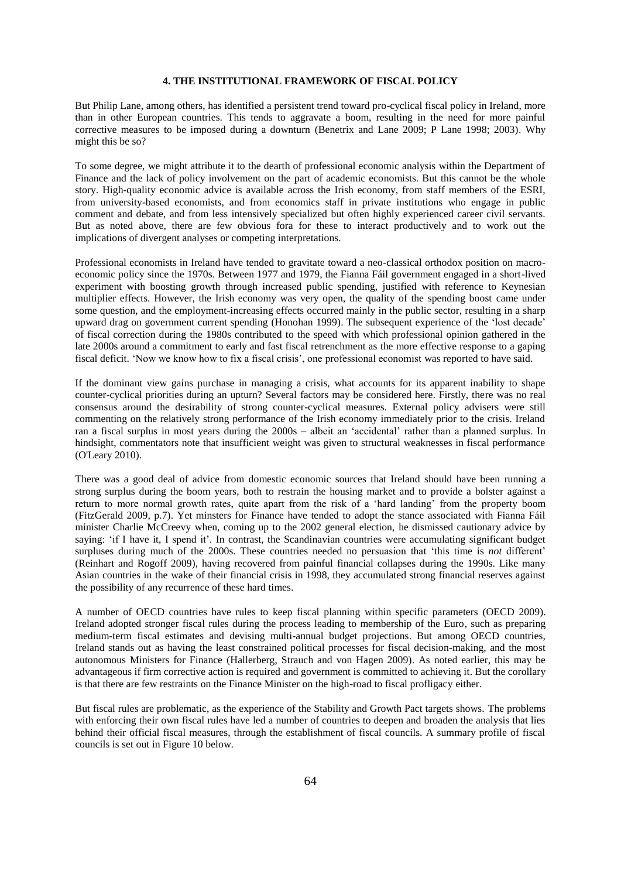## 4. THE INSTITUTIONAL FRAMEWORK OF FISCAL POLICY

But Philip Lane, among others, has identified a persistent trend toward pro-cyclical fiscal policy in Ireland, more than in other European countries. This tends to aggravate a boom, resulting in the need for more painful corrective measures to be imposed during a downturn (Benetrix and Lane 2009; P Lane 1998; 2003). Why might this be so?

To some degree, we might attribute it to the dearth of professional economic analysis within the Department of Finance and the lack of policy involvement on the part of academic economists. But this cannot be the whole story. High-quality economic advice is available across the Irish economy, from staff members of the ESRI, from university-based economists, and from economics staff in private institutions who engage in public comment and debate, and from less intensively specialized but often highly experienced career civil servants. But as noted above, there are few obvious fora for these to interact productively and to work out the implications of divergent analyses or competing interpretations.

Professional economists in Ireland have tended to gravitate toward a neo-classical orthodox position on macro-economic policy since the 1970s. Between 1977 and 1979, the Fianna Fáil government engaged in a short-lived experiment with boosting growth through increased public spending, justified with reference to Keynesian multiplier effects. However, the Irish economy was very open, the quality of the spending boost came under some question, and the employment-increasing effects occurred mainly in the public sector, resulting in a sharp upward drag on government current spending (Honohan 1999). The subsequent experience of the 'lost decade' of fiscal correction during the 1980s contributed to the speed with which professional opinion gathered in the late 2000s around a commitment to early and fast fiscal retrenchment as the more effective response to a gaping fiscal deficit. 'Now we know how to fix a fiscal crisis', one professional economist was reported to have said.

If the dominant view gains purchase in managing a crisis, what accounts for its apparent inability to shape counter-cyclical priorities during an upturn? Several factors may be considered here. Firstly, there was no real consensus around the desirability of strong counter-cyclical measures. External policy advisers were still commenting on the relatively strong performance of the Irish economy immediately prior to the crisis. Ireland ran a fiscal surplus in most years during the 2000s – albeit an 'accidental' rather than a planned surplus. In hindsight, commentators note that insufficient weight was given to structural weaknesses in fiscal performance (O'Leary 2010).

There was a good deal of advice from domestic economic sources that Ireland should have been running a strong surplus during the boom years, both to restrain the housing market and to provide a bolster against a return to more normal growth rates, quite apart from the risk of a 'hard landing' from the property boom (FitzGerald 2009, p.7). Yet minsters for Finance have tended to adopt the stance associated with Fianna Fáil minister Charlie McCreevy when, coming up to the 2002 general election, he dismissed cautionary advice by saying: 'if I have it, I spend it'. In contrast, the Scandinavian countries were accumulating significant budget surpluses during much of the 2000s. These countries needed no persuasion that 'this time is *not* different' (Reinhart and Rogoff 2009), having recovered from painful financial collapses during the 1990s. Like many Asian countries in the wake of their financial crisis in 1998, they accumulated strong financial reserves against the possibility of any recurrence of these hard times.

A number of OECD countries have rules to keep fiscal planning within specific parameters (OECD 2009). Ireland adopted stronger fiscal rules during the process leading to membership of the Euro, such as preparing medium-term fiscal estimates and devising multi-annual budget projections. But among OECD countries, Ireland stands out as having the least constrained political processes for fiscal decision-making, and the most autonomous Ministers for Finance (Hallerberg, Strauch and von Hagen 2009). As noted earlier, this may be advantageous if firm corrective action is required and government is committed to achieving it. But the corollary is that there are few restraints on the Finance Minister on the high-road to fiscal profligacy either.

But fiscal rules are problematic, as the experience of the Stability and Growth Pact targets shows. The problems with enforcing their own fiscal rules have led a number of countries to deepen and broaden the analysis that lies behind their official fiscal measures, through the establishment of fiscal councils. A summary profile of fiscal councils is set out in Figure 10 below.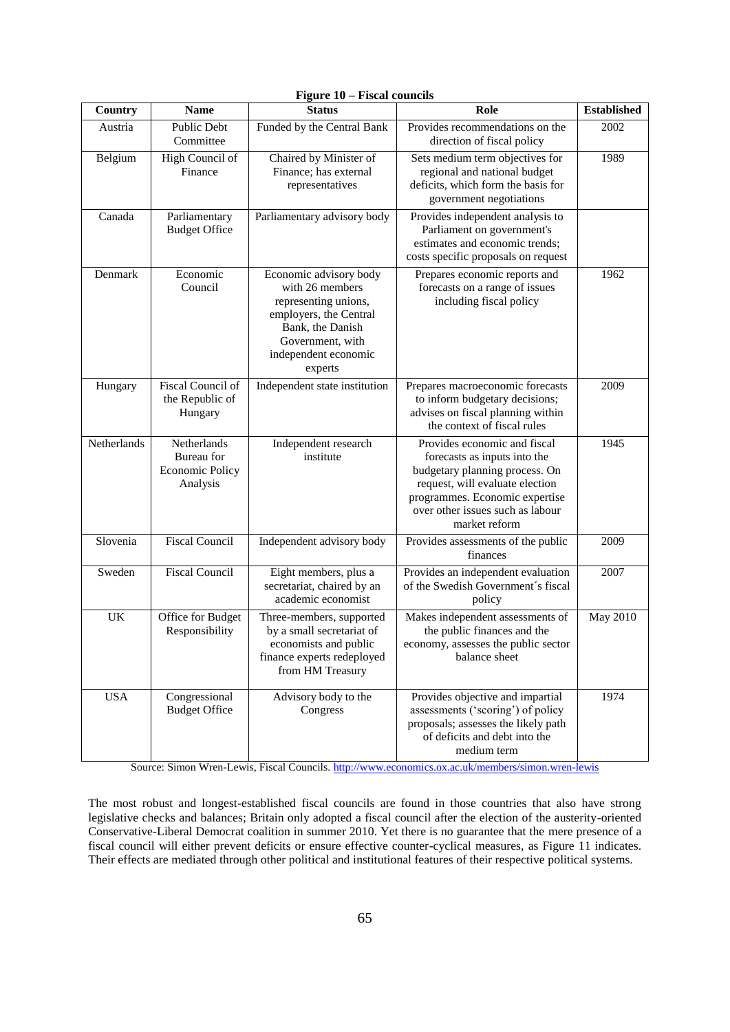**Figure 10 – Fiscal councils**

| Country | Name | Status | Role | Established |
|---|---|---|---|---|
| Austria | Public Debt Committee | Funded by the Central Bank | Provides recommendations on the direction of fiscal policy | 2002 |
| Belgium | High Council of Finance | Chaired by Minister of Finance; has external representatives | Sets medium term objectives for regional and national budget deficits, which form the basis for government negotiations | 1989 |
| Canada | Parliamentary Budget Office | Parliamentary advisory body | Provides independent analysis to Parliament on government's estimates and economic trends; costs specific proposals on request | |
| Denmark | Economic Council | Economic advisory body with 26 members representing unions, employers, the Central Bank, the Danish Government, with independent economic experts | Prepares economic reports and forecasts on a range of issues including fiscal policy | 1962 |
| Hungary | Fiscal Council of the Republic of Hungary | Independent state institution | Prepares macroeconomic forecasts to inform budgetary decisions; advises on fiscal planning within the context of fiscal rules | 2009 |
| Netherlands | Netherlands Bureau for Economic Policy Analysis | Independent research institute | Provides economic and fiscal forecasts as inputs into the budgetary planning process. On request, will evaluate election programmes. Economic expertise over other issues such as labour market reform | 1945 |
| Slovenia | Fiscal Council | Independent advisory body | Provides assessments of the public finances | 2009 |
| Sweden | Fiscal Council | Eight members, plus a secretariat, chaired by an academic economist | Provides an independent evaluation of the Swedish Government´s fiscal policy | 2007 |
| UK | Office for Budget Responsibility | Three-members, supported by a small secretariat of economists and public finance experts redeployed from HM Treasury | Makes independent assessments of the public finances and the economy, assesses the public sector balance sheet | May 2010 |
| USA | Congressional Budget Office | Advisory body to the Congress | Provides objective and impartial assessments ('scoring') of policy proposals; assesses the likely path of deficits and debt into the medium term | 1974 |

Source: Simon Wren-Lewis, Fiscal Councils. http://www.economics.ox.ac.uk/members/simon.wren-lewis

The most robust and longest-established fiscal councils are found in those countries that also have strong legislative checks and balances; Britain only adopted a fiscal council after the election of the austerity-oriented Conservative-Liberal Democrat coalition in summer 2010. Yet there is no guarantee that the mere presence of a fiscal council will either prevent deficits or ensure effective counter-cyclical measures, as Figure 11 indicates. Their effects are mediated through other political and institutional features of their respective political systems.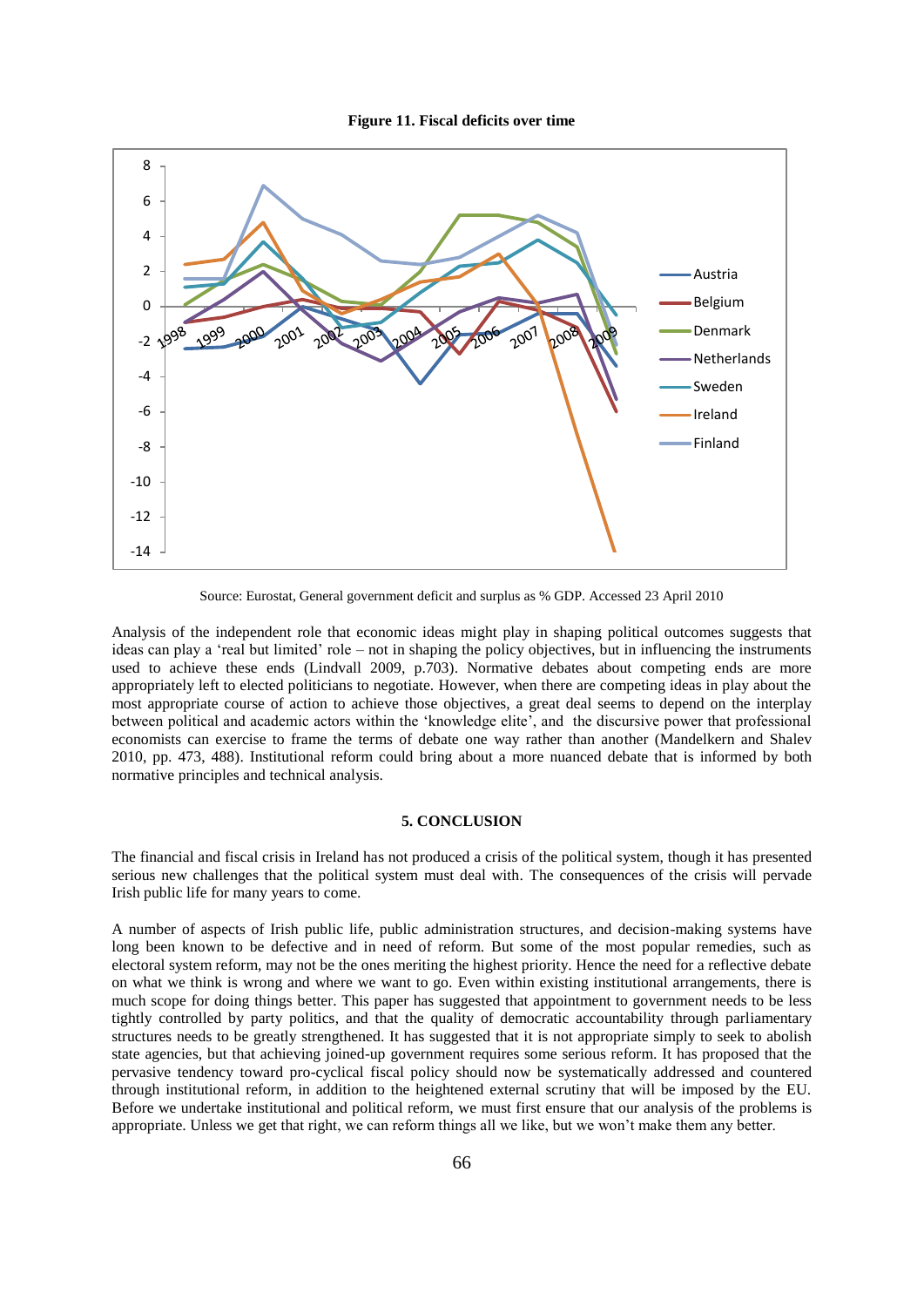**Figure 11. Fiscal deficits over time**

Source: Eurostat, General government deficit and surplus as % GDP. Accessed 23 April 2010

Analysis of the independent role that economic ideas might play in shaping political outcomes suggests that ideas can play a 'real but limited' role – not in shaping the policy objectives, but in influencing the instruments used to achieve these ends (Lindvall 2009, p.703). Normative debates about competing ends are more appropriately left to elected politicians to negotiate. However, when there are competing ideas in play about the most appropriate course of action to achieve those objectives, a great deal seems to depend on the interplay between political and academic actors within the 'knowledge elite', and the discursive power that professional economists can exercise to frame the terms of debate one way rather than another (Mandelkern and Shalev 2010, pp. 473, 488). Institutional reform could bring about a more nuanced debate that is informed by both normative principles and technical analysis.

## 5. CONCLUSION

The financial and fiscal crisis in Ireland has not produced a crisis of the political system, though it has presented serious new challenges that the political system must deal with. The consequences of the crisis will pervade Irish public life for many years to come.

A number of aspects of Irish public life, public administration structures, and decision-making systems have long been known to be defective and in need of reform. But some of the most popular remedies, such as electoral system reform, may not be the ones meriting the highest priority. Hence the need for a reflective debate on what we think is wrong and where we want to go. Even within existing institutional arrangements, there is much scope for doing things better. This paper has suggested that appointment to government needs to be less tightly controlled by party politics, and that the quality of democratic accountability through parliamentary structures needs to be greatly strengthened. It has suggested that it is not appropriate simply to seek to abolish state agencies, but that achieving joined-up government requires some serious reform. It has proposed that the pervasive tendency toward pro-cyclical fiscal policy should now be systematically addressed and countered through institutional reform, in addition to the heightened external scrutiny that will be imposed by the EU. Before we undertake institutional and political reform, we must first ensure that our analysis of the problems is appropriate. Unless we get that right, we can reform things all we like, but we won't make them any better.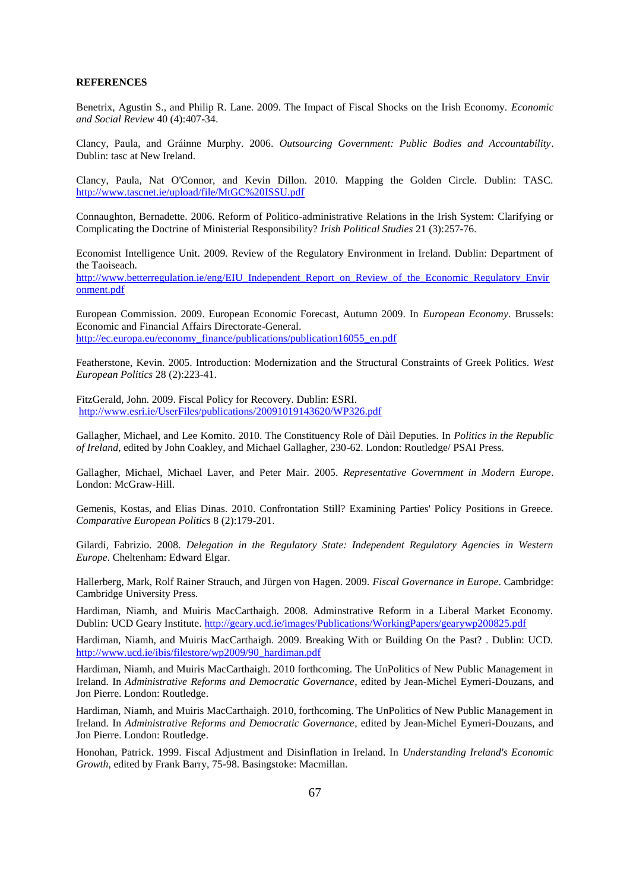**REFERENCES**

Benetrix, Agustin S., and Philip R. Lane. 2009. The Impact of Fiscal Shocks on the Irish Economy. *Economic and Social Review* 40 (4):407-34.

Clancy, Paula, and Gráinne Murphy. 2006. *Outsourcing Government: Public Bodies and Accountability*. Dublin: tasc at New Ireland.

Clancy, Paula, Nat O'Connor, and Kevin Dillon. 2010. Mapping the Golden Circle. Dublin: TASC. http://www.tascnet.ie/upload/file/MtGC%20ISSU.pdf

Connaughton, Bernadette. 2006. Reform of Politico-administrative Relations in the Irish System: Clarifying or Complicating the Doctrine of Ministerial Responsibility? *Irish Political Studies* 21 (3):257-76.

Economist Intelligence Unit. 2009. Review of the Regulatory Environment in Ireland. Dublin: Department of the Taoiseach.
http://www.betterregulation.ie/eng/EIU_Independent_Report_on_Review_of_the_Economic_Regulatory_Environment.pdf

European Commission. 2009. European Economic Forecast, Autumn 2009. In *European Economy*. Brussels: Economic and Financial Affairs Directorate-General.
http://ec.europa.eu/economy_finance/publications/publication16055_en.pdf

Featherstone, Kevin. 2005. Introduction: Modernization and the Structural Constraints of Greek Politics. *West European Politics* 28 (2):223-41.

FitzGerald, John. 2009. Fiscal Policy for Recovery. Dublin: ESRI.
http://www.esri.ie/UserFiles/publications/20091019143620/WP326.pdf

Gallagher, Michael, and Lee Komito. 2010. The Constituency Role of Dàil Deputies. In *Politics in the Republic of Ireland*, edited by John Coakley, and Michael Gallagher, 230-62. London: Routledge/ PSAI Press.

Gallagher, Michael, Michael Laver, and Peter Mair. 2005. *Representative Government in Modern Europe*. London: McGraw-Hill.

Gemenis, Kostas, and Elias Dinas. 2010. Confrontation Still? Examining Parties' Policy Positions in Greece. *Comparative European Politics* 8 (2):179-201.

Gilardi, Fabrizio. 2008. *Delegation in the Regulatory State: Independent Regulatory Agencies in Western Europe*. Cheltenham: Edward Elgar.

Hallerberg, Mark, Rolf Rainer Strauch, and Jürgen von Hagen. 2009. *Fiscal Governance in Europe*. Cambridge: Cambridge University Press.

Hardiman, Niamh, and Muiris MacCarthaigh. 2008. Adminstrative Reform in a Liberal Market Economy. Dublin: UCD Geary Institute. http://geary.ucd.ie/images/Publications/WorkingPapers/gearywp200825.pdf

Hardiman, Niamh, and Muiris MacCarthaigh. 2009. Breaking With or Building On the Past? . Dublin: UCD. http://www.ucd.ie/ibis/filestore/wp2009/90_hardiman.pdf

Hardiman, Niamh, and Muiris MacCarthaigh. 2010 forthcoming. The UnPolitics of New Public Management in Ireland. In *Administrative Reforms and Democratic Governance*, edited by Jean-Michel Eymeri-Douzans, and Jon Pierre. London: Routledge.

Hardiman, Niamh, and Muiris MacCarthaigh. 2010, forthcoming. The UnPolitics of New Public Management in Ireland. In *Administrative Reforms and Democratic Governance*, edited by Jean-Michel Eymeri-Douzans, and Jon Pierre. London: Routledge.

Honohan, Patrick. 1999. Fiscal Adjustment and Disinflation in Ireland. In *Understanding Ireland's Economic Growth*, edited by Frank Barry, 75-98. Basingstoke: Macmillan.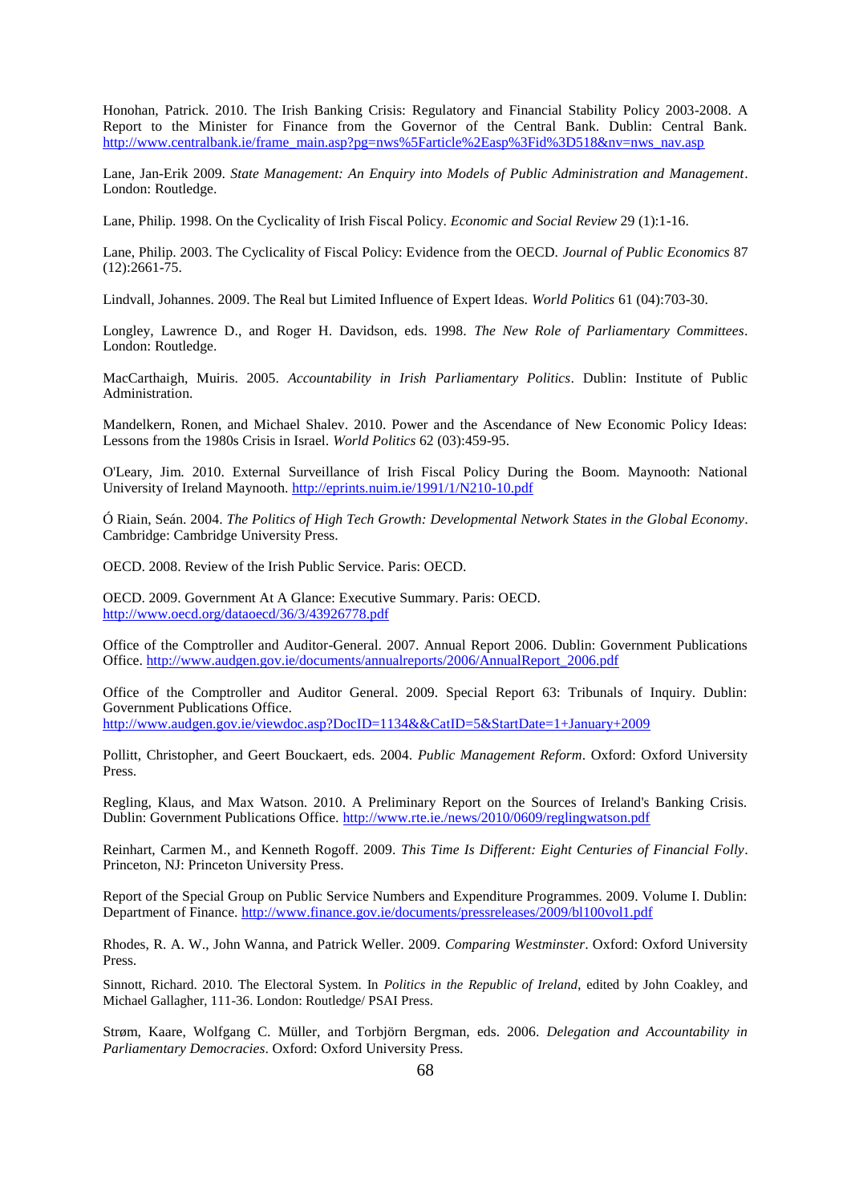Honohan, Patrick. 2010. The Irish Banking Crisis: Regulatory and Financial Stability Policy 2003-2008. A Report to the Minister for Finance from the Governor of the Central Bank. Dublin: Central Bank. http://www.centralbank.ie/frame_main.asp?pg=nws%5Farticle%2Easp%3Fid%3D518&nv=nws_nav.asp

Lane, Jan-Erik 2009. *State Management: An Enquiry into Models of Public Administration and Management*. London: Routledge.

Lane, Philip. 1998. On the Cyclicality of Irish Fiscal Policy. *Economic and Social Review* 29 (1):1-16.

Lane, Philip. 2003. The Cyclicality of Fiscal Policy: Evidence from the OECD. *Journal of Public Economics* 87 (12):2661-75.

Lindvall, Johannes. 2009. The Real but Limited Influence of Expert Ideas. *World Politics* 61 (04):703-30.

Longley, Lawrence D., and Roger H. Davidson, eds. 1998. *The New Role of Parliamentary Committees*. London: Routledge.

MacCarthaigh, Muiris. 2005. *Accountability in Irish Parliamentary Politics*. Dublin: Institute of Public Administration.

Mandelkern, Ronen, and Michael Shalev. 2010. Power and the Ascendance of New Economic Policy Ideas: Lessons from the 1980s Crisis in Israel. *World Politics* 62 (03):459-95.

O'Leary, Jim. 2010. External Surveillance of Irish Fiscal Policy During the Boom. Maynooth: National University of Ireland Maynooth. http://eprints.nuim.ie/1991/1/N210-10.pdf

Ó Riain, Seán. 2004. *The Politics of High Tech Growth: Developmental Network States in the Global Economy*. Cambridge: Cambridge University Press.

OECD. 2008. Review of the Irish Public Service. Paris: OECD.

OECD. 2009. Government At A Glance: Executive Summary. Paris: OECD. http://www.oecd.org/dataoecd/36/3/43926778.pdf

Office of the Comptroller and Auditor-General. 2007. Annual Report 2006. Dublin: Government Publications Office. http://www.audgen.gov.ie/documents/annualreports/2006/AnnualReport_2006.pdf

Office of the Comptroller and Auditor General. 2009. Special Report 63: Tribunals of Inquiry. Dublin: Government Publications Office. http://www.audgen.gov.ie/viewdoc.asp?DocID=1134&&CatID=5&StartDate=1+January+2009

Pollitt, Christopher, and Geert Bouckaert, eds. 2004. *Public Management Reform*. Oxford: Oxford University Press.

Regling, Klaus, and Max Watson. 2010. A Preliminary Report on the Sources of Ireland's Banking Crisis. Dublin: Government Publications Office. http://www.rte.ie./news/2010/0609/reglingwatson.pdf

Reinhart, Carmen M., and Kenneth Rogoff. 2009. *This Time Is Different: Eight Centuries of Financial Folly*. Princeton, NJ: Princeton University Press.

Report of the Special Group on Public Service Numbers and Expenditure Programmes. 2009. Volume I. Dublin: Department of Finance. http://www.finance.gov.ie/documents/pressreleases/2009/bl100vol1.pdf

Rhodes, R. A. W., John Wanna, and Patrick Weller. 2009. *Comparing Westminster*. Oxford: Oxford University Press.

Sinnott, Richard. 2010. The Electoral System. In *Politics in the Republic of Ireland*, edited by John Coakley, and Michael Gallagher, 111-36. London: Routledge/ PSAI Press.

Strøm, Kaare, Wolfgang C. Müller, and Torbjörn Bergman, eds. 2006. *Delegation and Accountability in Parliamentary Democracies*. Oxford: Oxford University Press.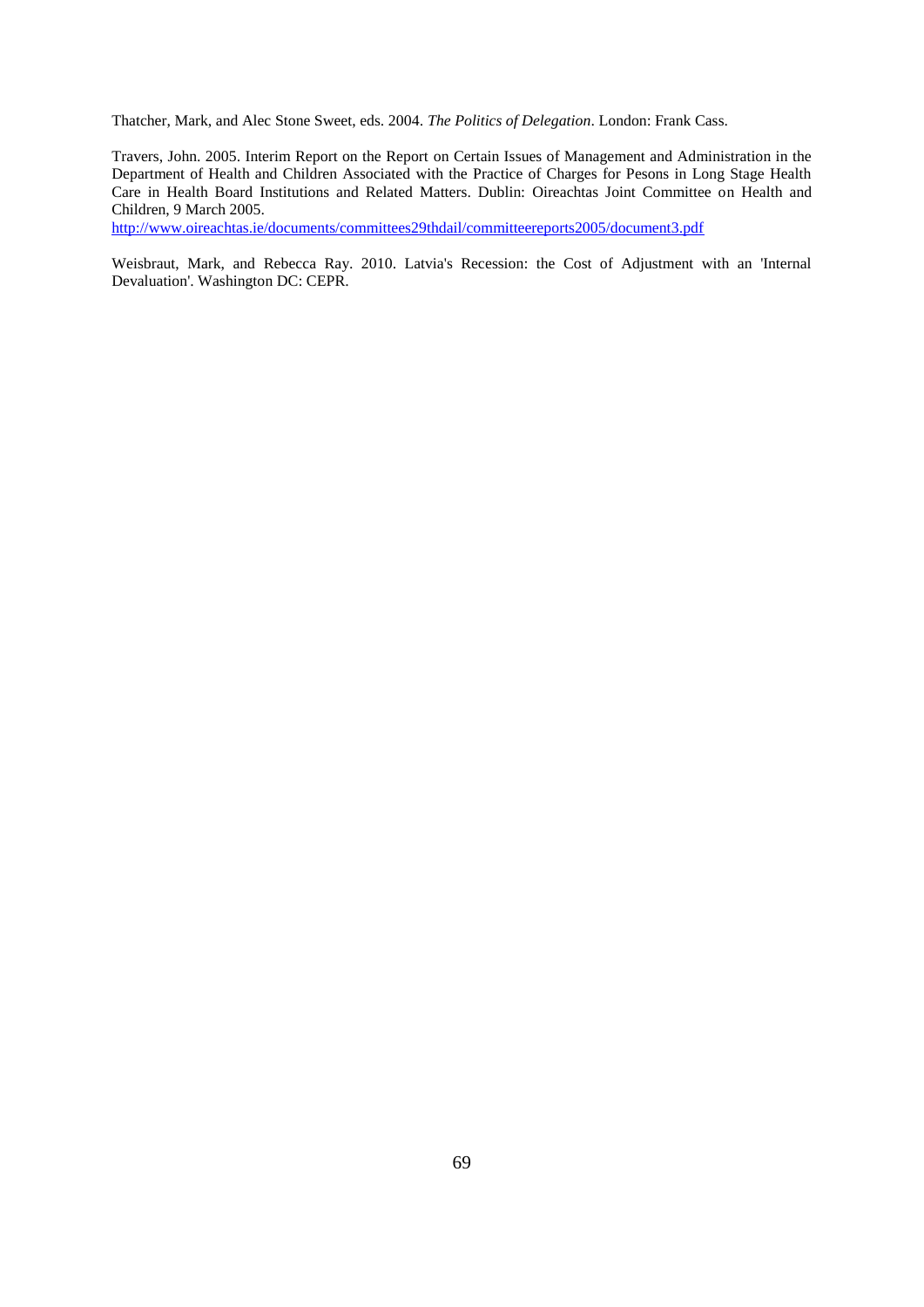Thatcher, Mark, and Alec Stone Sweet, eds. 2004. *The Politics of Delegation*. London: Frank Cass.

Travers, John. 2005. Interim Report on the Report on Certain Issues of Management and Administration in the Department of Health and Children Associated with the Practice of Charges for Pesons in Long Stage Health Care in Health Board Institutions and Related Matters. Dublin: Oireachtas Joint Committee on Health and Children, 9 March 2005.
http://www.oireachtas.ie/documents/committees29thdail/committeereports2005/document3.pdf

Weisbraut, Mark, and Rebecca Ray. 2010. Latvia's Recession: the Cost of Adjustment with an 'Internal Devaluation'. Washington DC: CEPR.